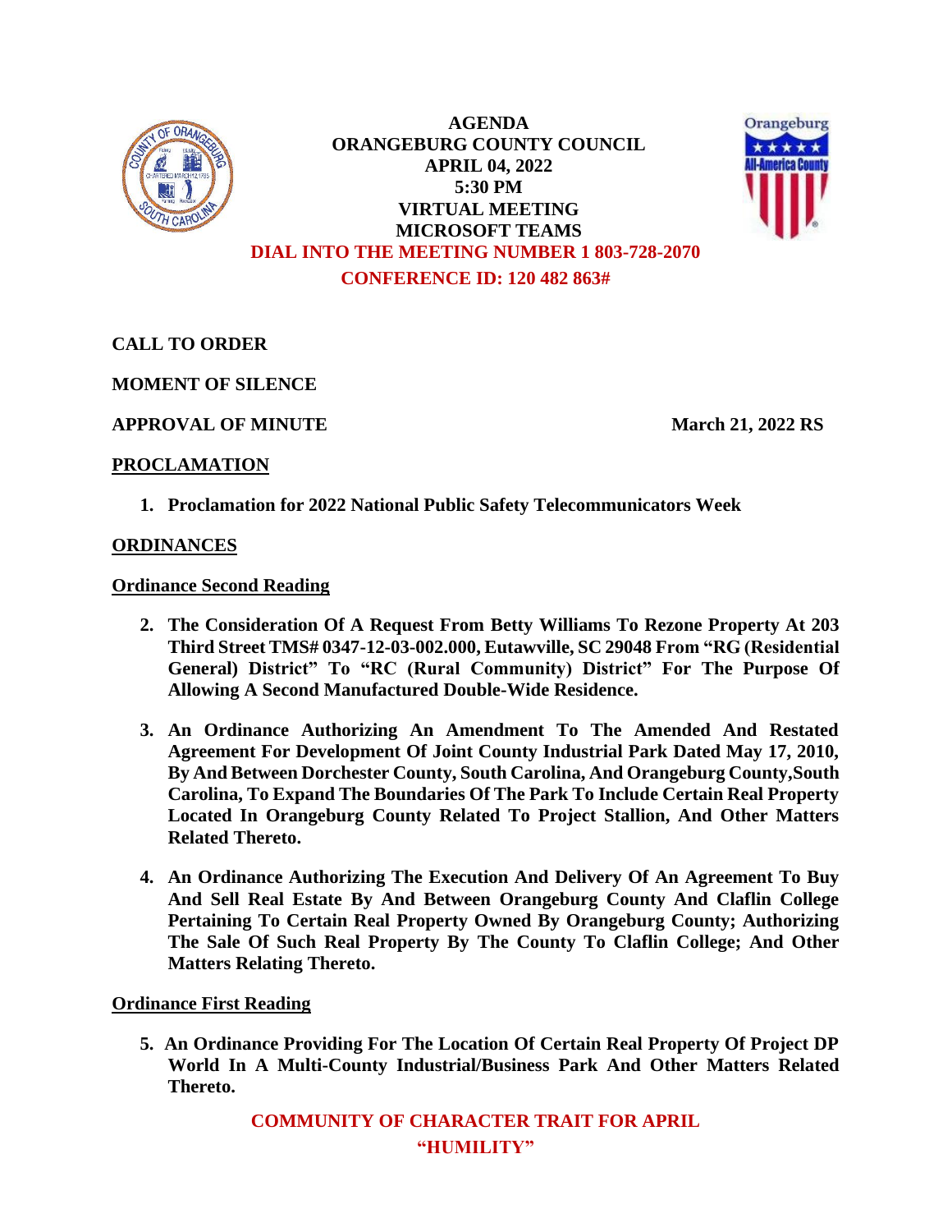# AGENDA
# ORANGEBURG COUNTY COUNCIL
## APRIL 04, 2022
## 5:30 PM
## VIRTUAL MEETING
## MICROSOFT TEAMS

**DIAL INTO THE MEETING NUMBER 1 803-728-2070**

**CONFERENCE ID: 120 482 863#**

**CALL TO ORDER**

**MOMENT OF SILENCE**

**APPROVAL OF MINUTE** **March 21, 2022 RS**

**PROCLAMATION**

1. **Proclamation for 2022 National Public Safety Telecommunicators Week**

**ORDINANCES**

**Ordinance Second Reading**

2. **The Consideration Of A Request From Betty Williams To Rezone Property At 203 Third Street TMS# 0347-12-03-002.000, Eutawville, SC 29048 From "RG (Residential General) District" To "RC (Rural Community) District" For The Purpose Of Allowing A Second Manufactured Double-Wide Residence.**

3. **An Ordinance Authorizing An Amendment To The Amended And Restated Agreement For Development Of Joint County Industrial Park Dated May 17, 2010, By And Between Dorchester County, South Carolina, And Orangeburg County,South Carolina, To Expand The Boundaries Of The Park To Include Certain Real Property Located In Orangeburg County Related To Project Stallion, And Other Matters Related Thereto.**

4. **An Ordinance Authorizing The Execution And Delivery Of An Agreement To Buy And Sell Real Estate By And Between Orangeburg County And Claflin College Pertaining To Certain Real Property Owned By Orangeburg County; Authorizing The Sale Of Such Real Property By The County To Claflin College; And Other Matters Relating Thereto.**

**Ordinance First Reading**

5. **An Ordinance Providing For The Location Of Certain Real Property Of Project DP World In A Multi-County Industrial/Business Park And Other Matters Related Thereto.**

**COMMUNITY OF CHARACTER TRAIT FOR APRIL**
**"HUMILITY"**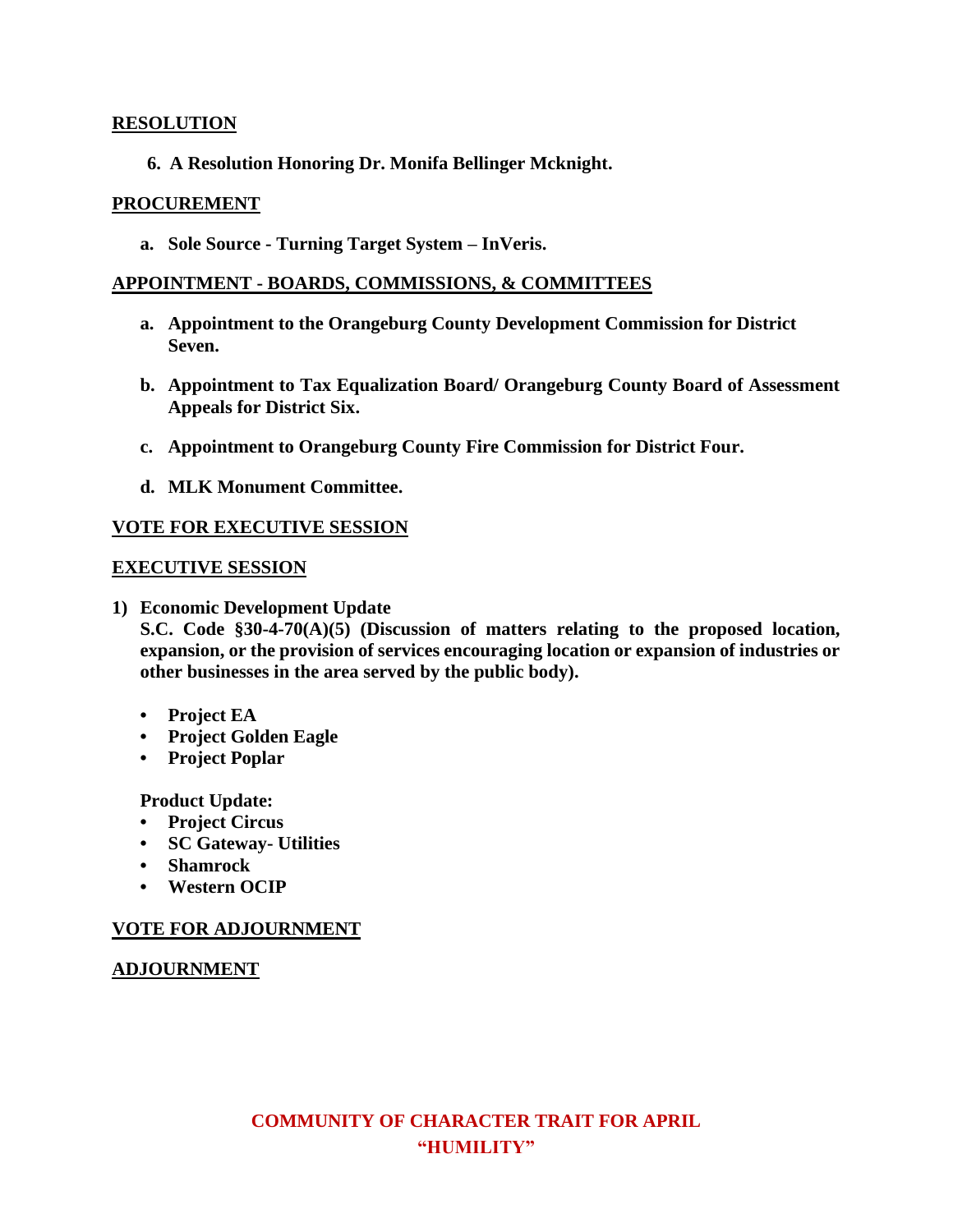## RESOLUTION

**6. A Resolution Honoring Dr. Monifa Bellinger Mcknight.**

## PROCUREMENT

**a. Sole Source - Turning Target System – InVeris.**

## APPOINTMENT - BOARDS, COMMISSIONS, & COMMITTEES

**a. Appointment to the Orangeburg County Development Commission for District Seven.**

**b. Appointment to Tax Equalization Board/ Orangeburg County Board of Assessment Appeals for District Six.**

**c. Appointment to Orangeburg County Fire Commission for District Four.**

**d. MLK Monument Committee.**

## VOTE FOR EXECUTIVE SESSION

## EXECUTIVE SESSION

**1) Economic Development Update**
**S.C. Code §30-4-70(A)(5) (Discussion of matters relating to the proposed location, expansion, or the provision of services encouraging location or expansion of industries or other businesses in the area served by the public body).**

- **Project EA**
- **Project Golden Eagle**
- **Project Poplar**

**Product Update:**

- **Project Circus**
- **SC Gateway- Utilities**
- **Shamrock**
- **Western OCIP**

## VOTE FOR ADJOURNMENT

## ADJOURNMENT

**COMMUNITY OF CHARACTER TRAIT FOR APRIL**
**"HUMILITY"**